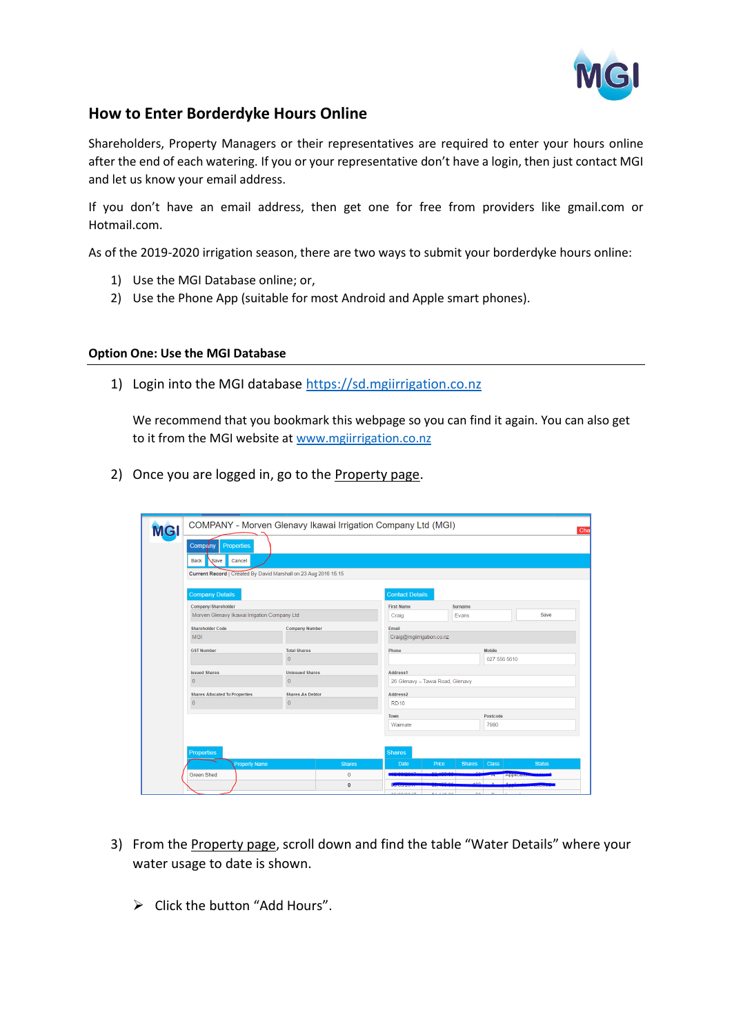# How to Enter Borderdyke Hours Online

Shareholders, Property Managers or their representatives are required to enter your hours online after the end of each watering. If you or your representative don't have a login, then just contact MGI and let us know your email address.

If you don't have an email address, then get one for free from providers like gmail.com or Hotmail.com.

As of the 2019-2020 irrigation season, there are two ways to submit your borderdyke hours online:

1) Use the MGI Database online; or,
2) Use the Phone App (suitable for most Android and Apple smart phones).

## Option One: Use the MGI Database

1) Login into the MGI database https://sd.mgiirrigation.co.nz

   We recommend that you bookmark this webpage so you can find it again. You can also get to it from the MGI website at www.mgiirrigation.co.nz

2) Once you are logged in, go to the Property page.

3) From the Property page, scroll down and find the table "Water Details" where your water usage to date is shown.

   ➢ Click the button "Add Hours".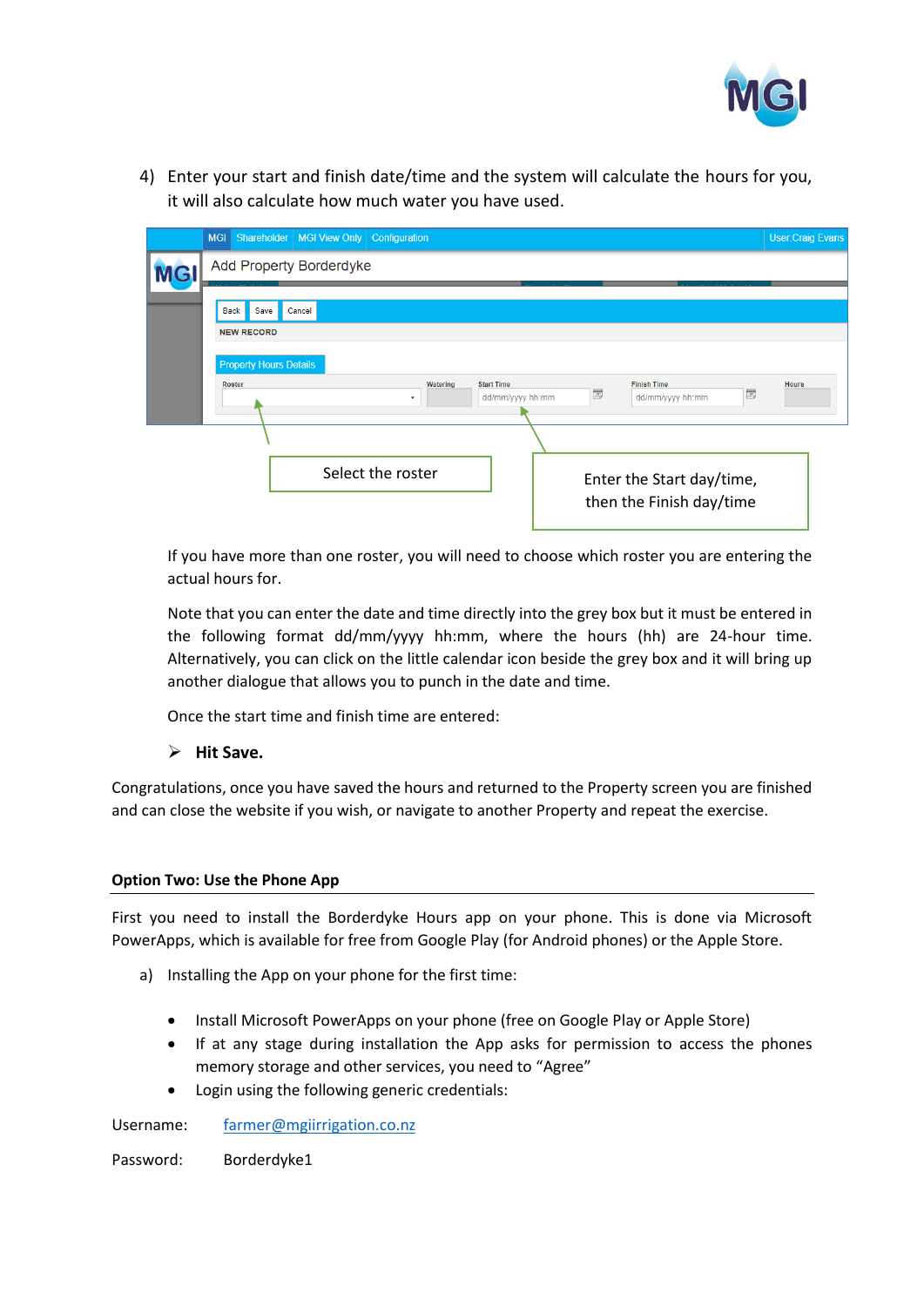4) Enter your start and finish date/time and the system will calculate the hours for you, it will also calculate how much water you have used.

Select the roster

Enter the Start day/time, then the Finish day/time

If you have more than one roster, you will need to choose which roster you are entering the actual hours for.

Note that you can enter the date and time directly into the grey box but it must be entered in the following format dd/mm/yyyy hh:mm, where the hours (hh) are 24-hour time. Alternatively, you can click on the little calendar icon beside the grey box and it will bring up another dialogue that allows you to punch in the date and time.

Once the start time and finish time are entered:

- **Hit Save.**

Congratulations, once you have saved the hours and returned to the Property screen you are finished and can close the website if you wish, or navigate to another Property and repeat the exercise.

## Option Two: Use the Phone App

First you need to install the Borderdyke Hours app on your phone. This is done via Microsoft PowerApps, which is available for free from Google Play (for Android phones) or the Apple Store.

a) Installing the App on your phone for the first time:

- Install Microsoft PowerApps on your phone (free on Google Play or Apple Store)
- If at any stage during installation the App asks for permission to access the phones memory storage and other services, you need to "Agree"
- Login using the following generic credentials:

Username: farmer@mgiirrigation.co.nz

Password: Borderdyke1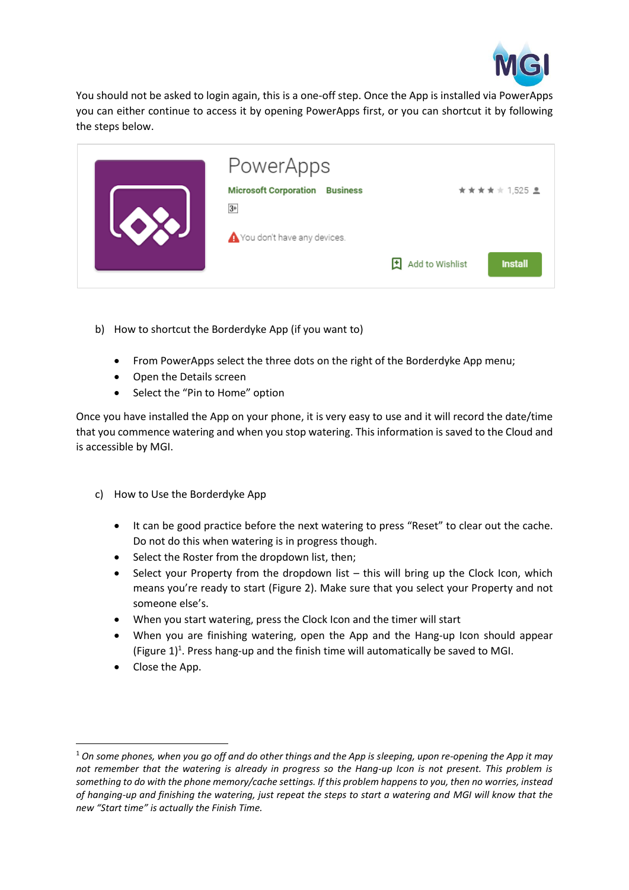You should not be asked to login again, this is a one-off step. Once the App is installed via PowerApps you can either continue to access it by opening PowerApps first, or you can shortcut it by following the steps below.

PowerApps

Microsoft Corporation Business

3+

You don't have any devices.

Add to Wishlist Install

b) How to shortcut the Borderdyke App (if you want to)

- From PowerApps select the three dots on the right of the Borderdyke App menu;
- Open the Details screen
- Select the "Pin to Home" option

Once you have installed the App on your phone, it is very easy to use and it will record the date/time that you commence watering and when you stop watering. This information is saved to the Cloud and is accessible by MGI.

c) How to Use the Borderdyke App

- It can be good practice before the next watering to press "Reset" to clear out the cache. Do not do this when watering is in progress though.
- Select the Roster from the dropdown list, then;
- Select your Property from the dropdown list – this will bring up the Clock Icon, which means you're ready to start (Figure 2). Make sure that you select your Property and not someone else's.
- When you start watering, press the Clock Icon and the timer will start
- When you are finishing watering, open the App and the Hang-up Icon should appear (Figure 1)[1]. Press hang-up and the finish time will automatically be saved to MGI.
- Close the App.

---

[1] *On some phones, when you go off and do other things and the App is sleeping, upon re-opening the App it may not remember that the watering is already in progress so the Hang-up Icon is not present. This problem is something to do with the phone memory/cache settings. If this problem happens to you, then no worries, instead of hanging-up and finishing the watering, just repeat the steps to start a watering and MGI will know that the new "Start time" is actually the Finish Time.*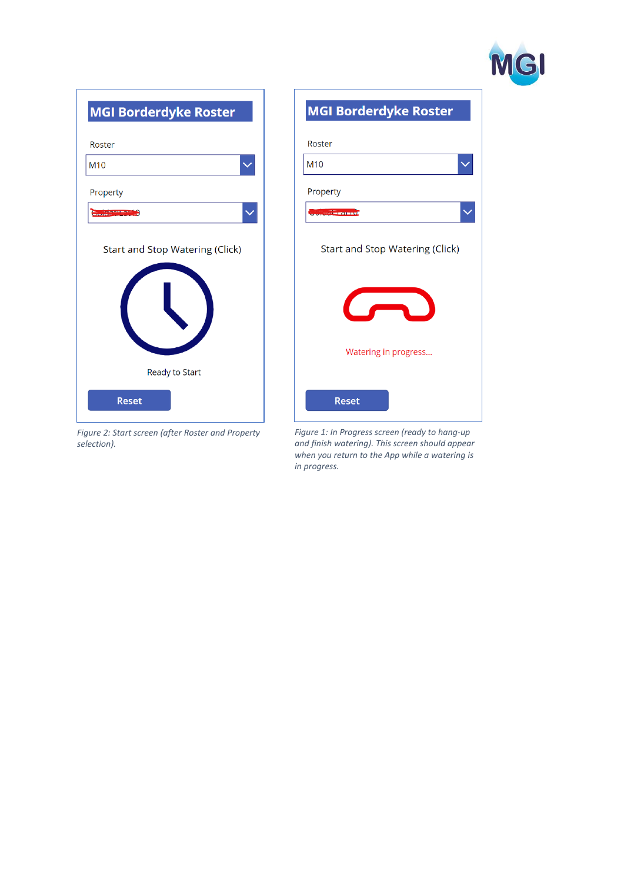MGI Borderdyke Roster

Roster

M10

Property

Start and Stop Watering (Click)

Ready to Start

Reset

*Figure 2: Start screen (after Roster and Property selection).*

MGI Borderdyke Roster

Roster

M10

Property

Start and Stop Watering (Click)

Watering in progress...

Reset

*Figure 1: In Progress screen (ready to hang-up and finish watering). This screen should appear when you return to the App while a watering is in progress.*